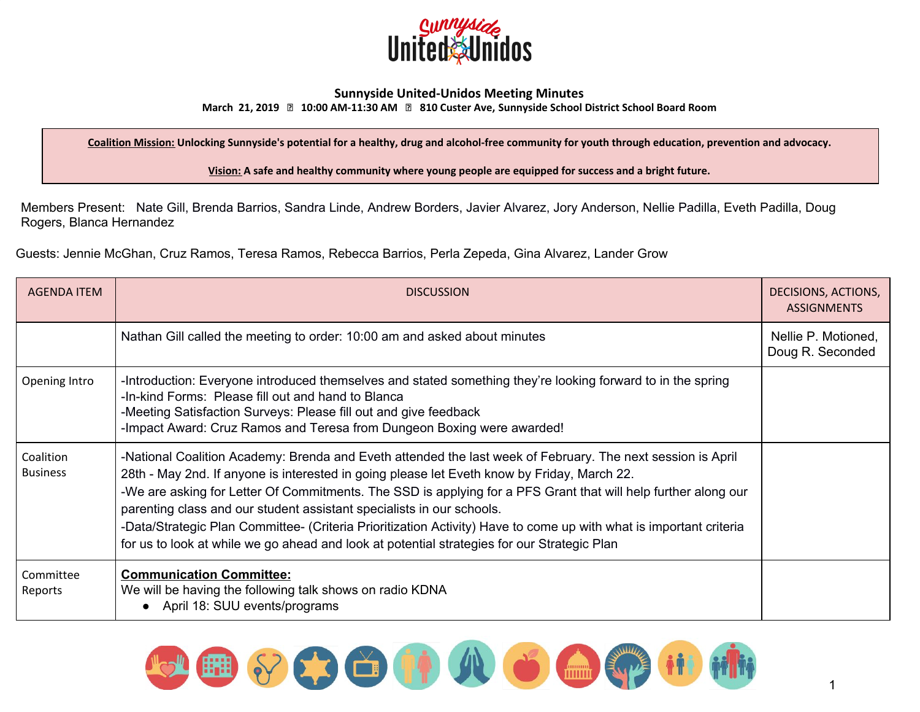# Sunnyside United-Unidos Meeting Minutes

**March 21, 2019 ▯ 10:00 AM-11:30 AM ▯ 810 Custer Ave, Sunnyside School District School Board Room**

**Coalition Mission:** **Unlocking Sunnyside's potential for a healthy, drug and alcohol-free community for youth through education, prevention and advocacy.**

**Vision:** **A safe and healthy community where young people are equipped for success and a bright future.**

Members Present: Nate Gill, Brenda Barrios, Sandra Linde, Andrew Borders, Javier Alvarez, Jory Anderson, Nellie Padilla, Eveth Padilla, Doug Rogers, Blanca Hernandez

Guests: Jennie McGhan, Cruz Ramos, Teresa Ramos, Rebecca Barrios, Perla Zepeda, Gina Alvarez, Lander Grow

| AGENDA ITEM | DISCUSSION | DECISIONS, ACTIONS, ASSIGNMENTS |
|---|---|---|
| | Nathan Gill called the meeting to order: 10:00 am and asked about minutes | Nellie P. Motioned, Doug R. Seconded |
| Opening Intro | -Introduction: Everyone introduced themselves and stated something they're looking forward to in the spring<br>-In-kind Forms: Please fill out and hand to Blanca<br>-Meeting Satisfaction Surveys: Please fill out and give feedback<br>-Impact Award: Cruz Ramos and Teresa from Dungeon Boxing were awarded! | |
| Coalition Business | -National Coalition Academy: Brenda and Eveth attended the last week of February. The next session is April 28th - May 2nd. If anyone is interested in going please let Eveth know by Friday, March 22.<br>-We are asking for Letter Of Commitments. The SSD is applying for a PFS Grant that will help further along our parenting class and our student assistant specialists in our schools.<br>-Data/Strategic Plan Committee- (Criteria Prioritization Activity) Have to come up with what is important criteria for us to look at while we go ahead and look at potential strategies for our Strategic Plan | |
| Committee Reports | **Communication Committee:**<br>We will be having the following talk shows on radio KDNA<br>● April 18: SUU events/programs | |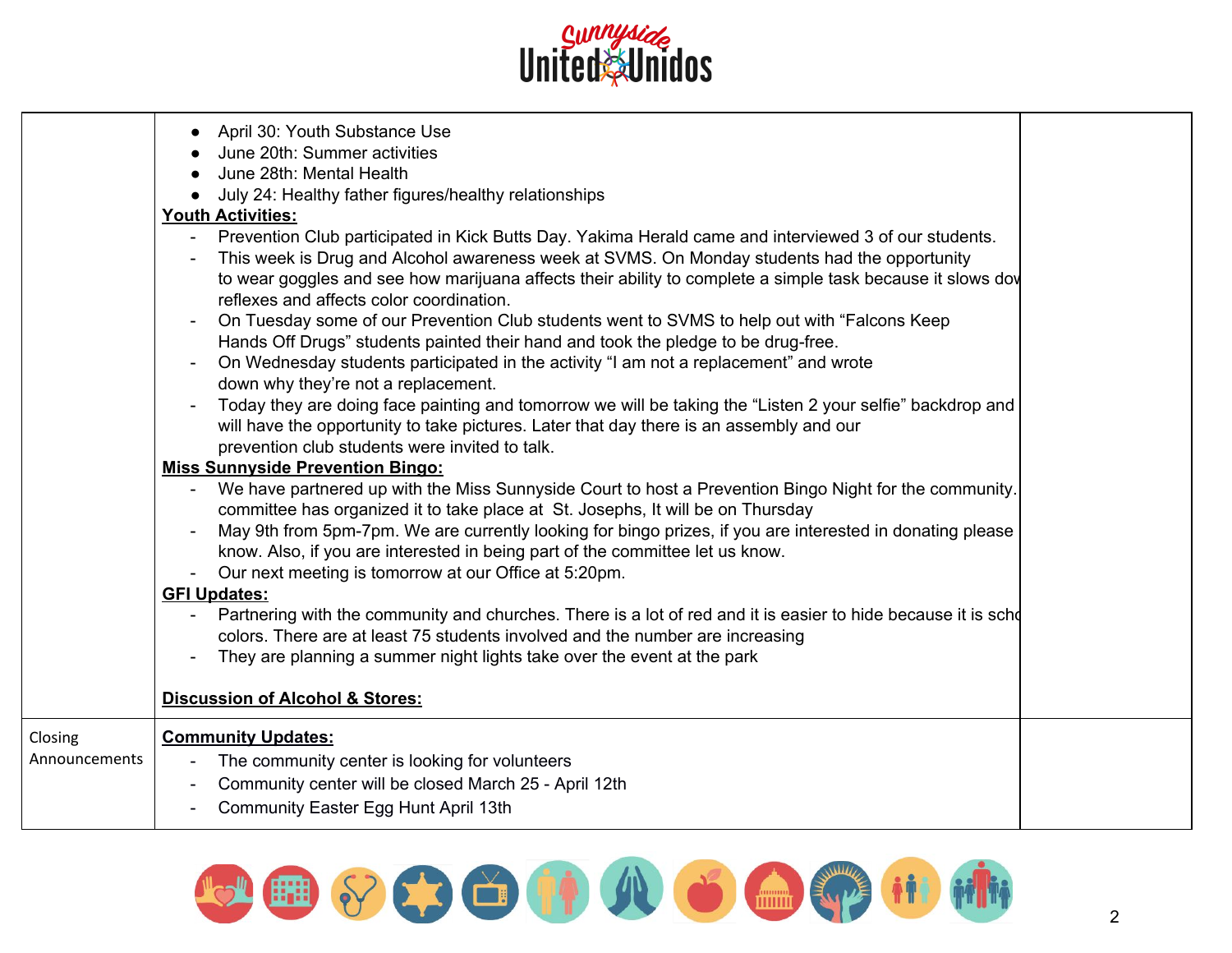| | | |
|---|---|---|
| | • April 30: Youth Substance Use<br>• June 20th: Summer activities<br>• June 28th: Mental Health<br>• July 24: Healthy father figures/healthy relationships<br>**Youth Activities:**<br>- Prevention Club participated in Kick Butts Day. Yakima Herald came and interviewed 3 of our students.<br>- This week is Drug and Alcohol awareness week at SVMS. On Monday students had the opportunity to wear goggles and see how marijuana affects their ability to complete a simple task because it slows dov reflexes and affects color coordination.<br>- On Tuesday some of our Prevention Club students went to SVMS to help out with "Falcons Keep Hands Off Drugs" students painted their hand and took the pledge to be drug-free.<br>- On Wednesday students participated in the activity "I am not a replacement" and wrote down why they're not a replacement.<br>- Today they are doing face painting and tomorrow we will be taking the "Listen 2 your selfie" backdrop and will have the opportunity to take pictures. Later that day there is an assembly and our prevention club students were invited to talk.<br>**Miss Sunnyside Prevention Bingo:**<br>- We have partnered up with the Miss Sunnyside Court to host a Prevention Bingo Night for the community. committee has organized it to take place at St. Josephs, It will be on Thursday<br>- May 9th from 5pm-7pm. We are currently looking for bingo prizes, if you are interested in donating please know. Also, if you are interested in being part of the committee let us know.<br>- Our next meeting is tomorrow at our Office at 5:20pm.<br>**GFI Updates:**<br>- Partnering with the community and churches. There is a lot of red and it is easier to hide because it is schc colors. There are at least 75 students involved and the number are increasing<br>- They are planning a summer night lights take over the event at the park<br><br>**Discussion of Alcohol & Stores:** | |
| Closing Announcements | **Community Updates:**<br>- The community center is looking for volunteers<br>- Community center will be closed March 25 - April 12th<br>- Community Easter Egg Hunt April 13th | |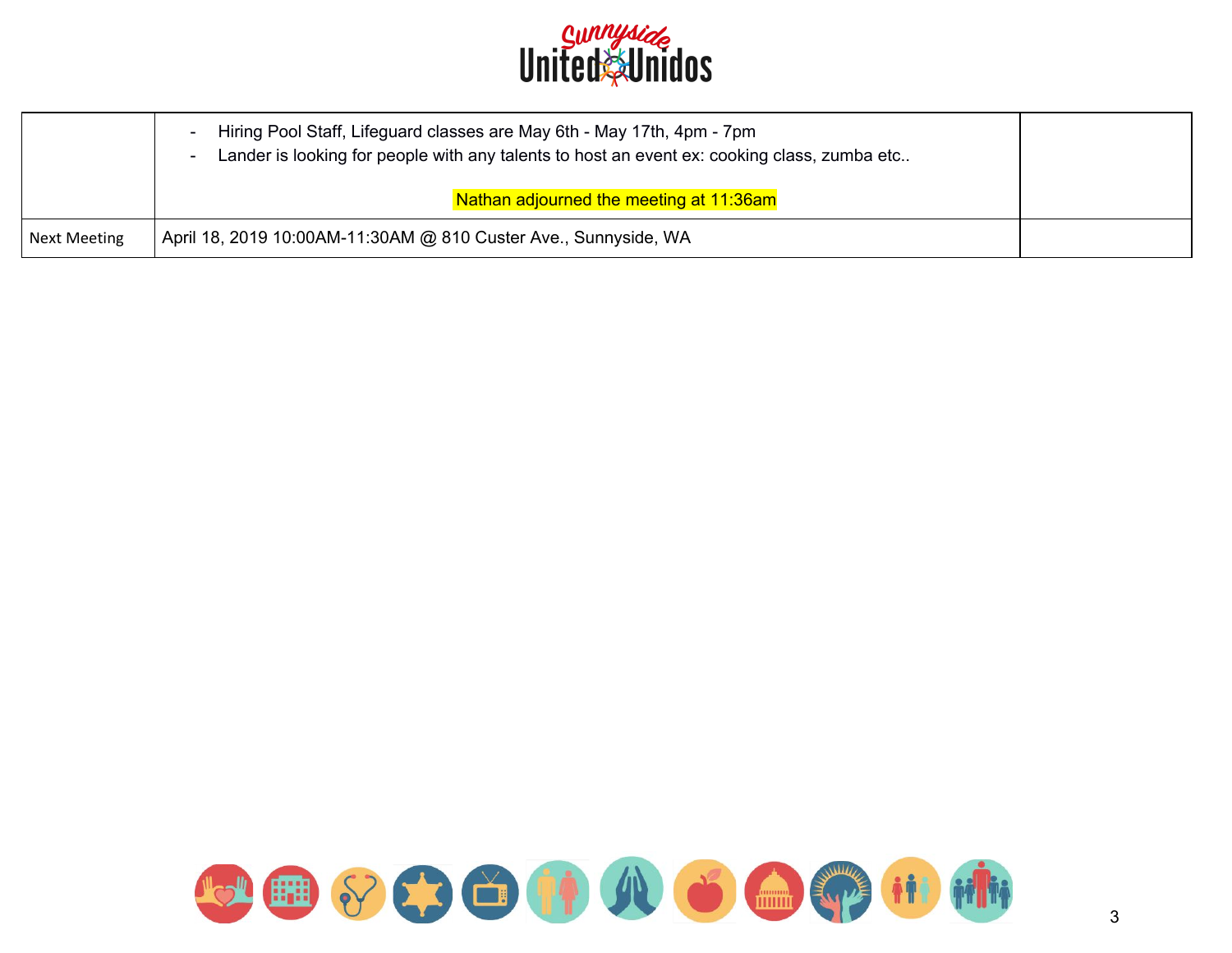| | | |
|---|---|---|
| | - Hiring Pool Staff, Lifeguard classes are May 6th - May 17th, 4pm - 7pm<br>- Lander is looking for people with any talents to host an event ex: cooking class, zumba etc..<br><br>Nathan adjourned the meeting at 11:36am | |
| Next Meeting | April 18, 2019 10:00AM-11:30AM @ 810 Custer Ave., Sunnyside, WA | |